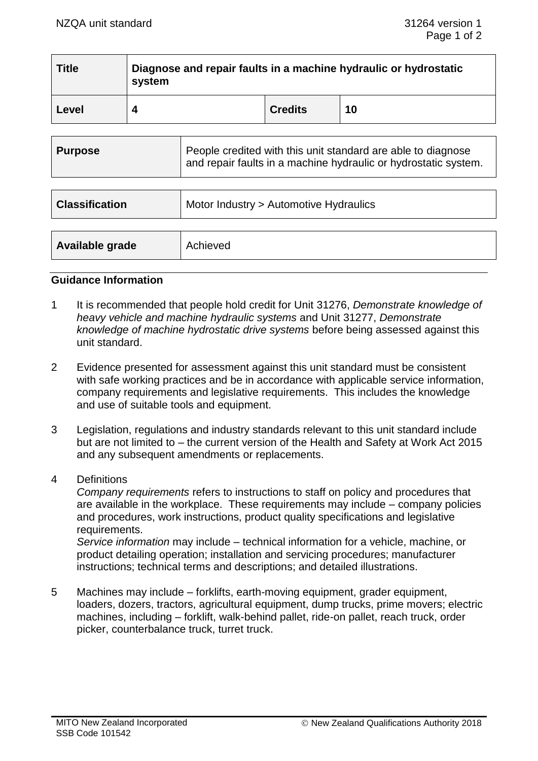| Title | Diagnose and repair faults in a machine hydraulic or hydrostatic system | | |
|---|---|---|---|
| Level | 4 | Credits | 10 |

| Purpose | People credited with this unit standard are able to diagnose and repair faults in a machine hydraulic or hydrostatic system. |
|---|---|

| Classification | Motor Industry > Automotive Hydraulics |
|---|---|

| Available grade | Achieved |
|---|---|

## Guidance Information

1. It is recommended that people hold credit for Unit 31276, *Demonstrate knowledge of heavy vehicle and machine hydraulic systems* and Unit 31277, *Demonstrate knowledge of machine hydrostatic drive systems* before being assessed against this unit standard.

2. Evidence presented for assessment against this unit standard must be consistent with safe working practices and be in accordance with applicable service information, company requirements and legislative requirements. This includes the knowledge and use of suitable tools and equipment.

3. Legislation, regulations and industry standards relevant to this unit standard include but are not limited to – the current version of the Health and Safety at Work Act 2015 and any subsequent amendments or replacements.

4. Definitions

   *Company requirements* refers to instructions to staff on policy and procedures that are available in the workplace. These requirements may include – company policies and procedures, work instructions, product quality specifications and legislative requirements.

   *Service information* may include – technical information for a vehicle, machine, or product detailing operation; installation and servicing procedures; manufacturer instructions; technical terms and descriptions; and detailed illustrations.

5. Machines may include – forklifts, earth-moving equipment, grader equipment, loaders, dozers, tractors, agricultural equipment, dump trucks, prime movers; electric machines, including – forklift, walk-behind pallet, ride-on pallet, reach truck, order picker, counterbalance truck, turret truck.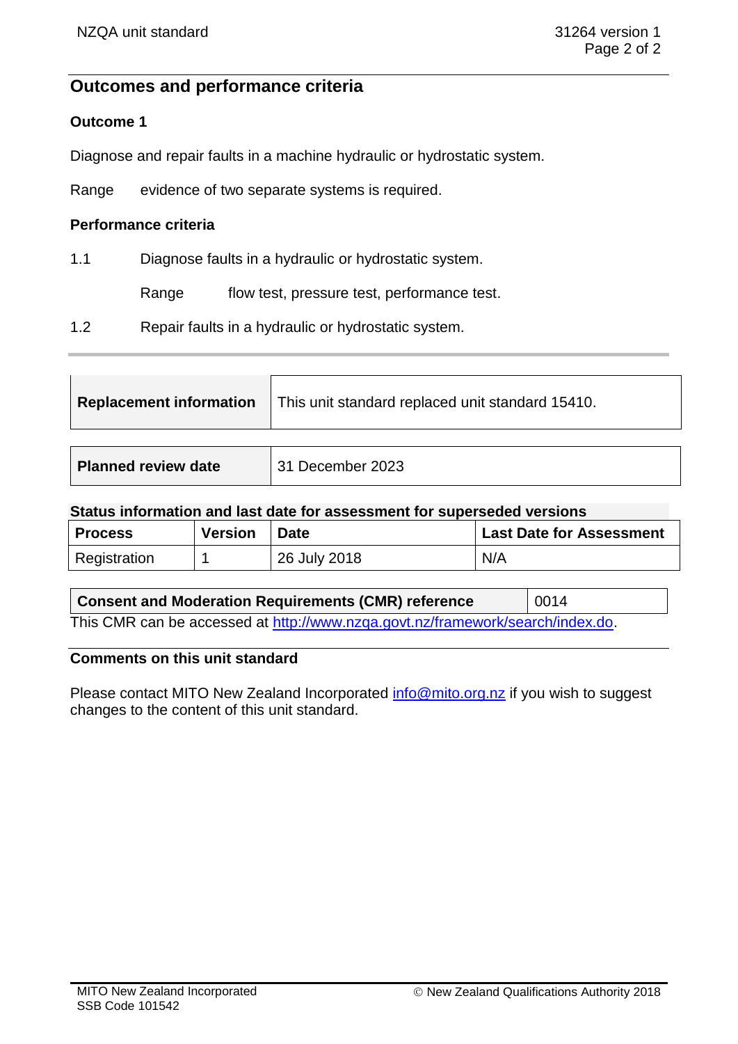## Outcomes and performance criteria

### Outcome 1

Diagnose and repair faults in a machine hydraulic or hydrostatic system.

Range evidence of two separate systems is required.

### Performance criteria

1.1 Diagnose faults in a hydraulic or hydrostatic system.

Range flow test, pressure test, performance test.

1.2 Repair faults in a hydraulic or hydrostatic system.

| | |
|---|---|
| **Replacement information** | This unit standard replaced unit standard 15410. |

| | |
|---|---|
| **Planned review date** | 31 December 2023 |

**Status information and last date for assessment for superseded versions**

| Process | Version | Date | Last Date for Assessment |
|---|---|---|---|
| Registration | 1 | 26 July 2018 | N/A |

| | |
|---|---|
| **Consent and Moderation Requirements (CMR) reference** | 0014 |

This CMR can be accessed at http://www.nzqa.govt.nz/framework/search/index.do.

### Comments on this unit standard

Please contact MITO New Zealand Incorporated info@mito.org.nz if you wish to suggest changes to the content of this unit standard.